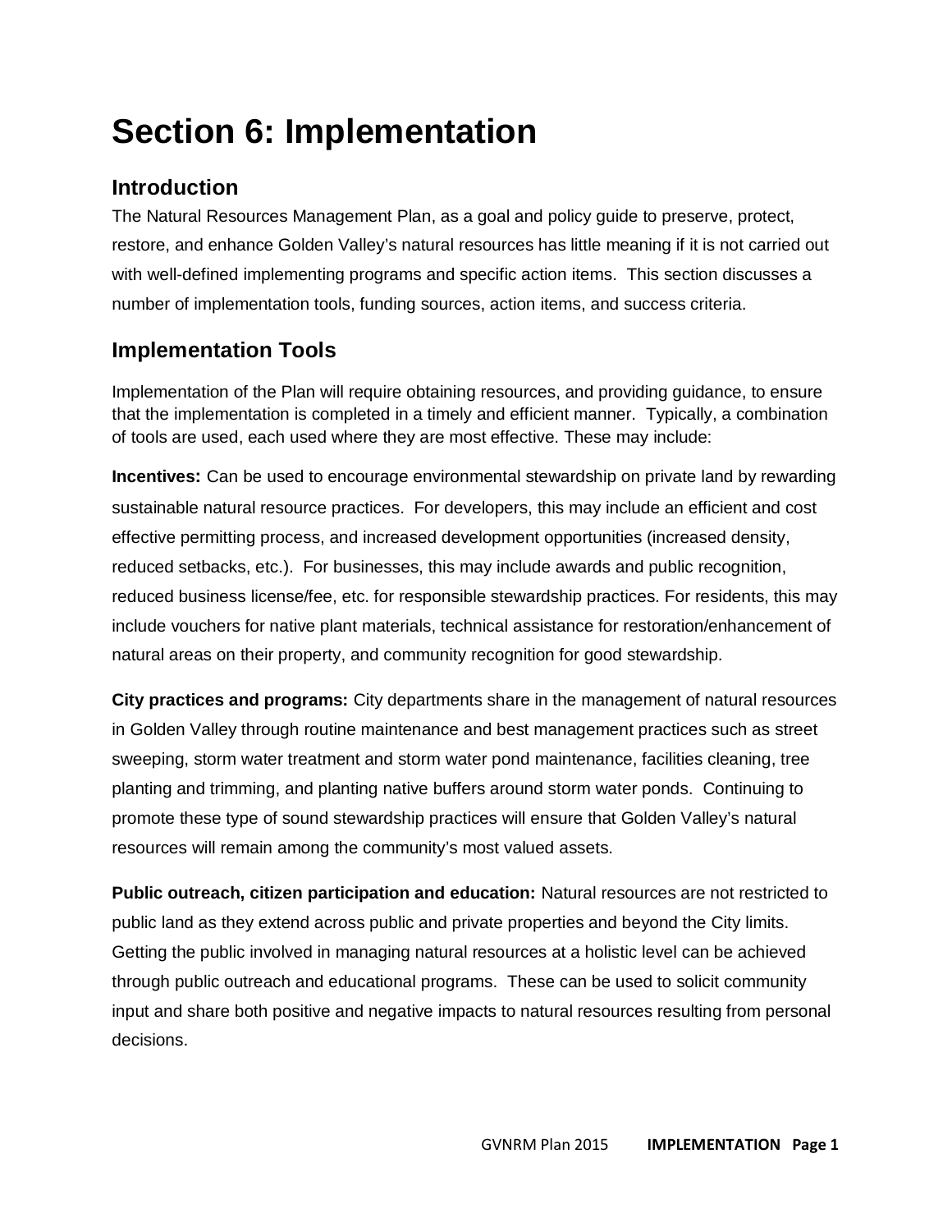# Section 6: Implementation

## Introduction

The Natural Resources Management Plan, as a goal and policy guide to preserve, protect, restore, and enhance Golden Valley's natural resources has little meaning if it is not carried out with well-defined implementing programs and specific action items. This section discusses a number of implementation tools, funding sources, action items, and success criteria.

## Implementation Tools

Implementation of the Plan will require obtaining resources, and providing guidance, to ensure that the implementation is completed in a timely and efficient manner. Typically, a combination of tools are used, each used where they are most effective. These may include:

**Incentives:** Can be used to encourage environmental stewardship on private land by rewarding sustainable natural resource practices. For developers, this may include an efficient and cost effective permitting process, and increased development opportunities (increased density, reduced setbacks, etc.). For businesses, this may include awards and public recognition, reduced business license/fee, etc. for responsible stewardship practices. For residents, this may include vouchers for native plant materials, technical assistance for restoration/enhancement of natural areas on their property, and community recognition for good stewardship.

**City practices and programs:** City departments share in the management of natural resources in Golden Valley through routine maintenance and best management practices such as street sweeping, storm water treatment and storm water pond maintenance, facilities cleaning, tree planting and trimming, and planting native buffers around storm water ponds. Continuing to promote these type of sound stewardship practices will ensure that Golden Valley's natural resources will remain among the community's most valued assets.

**Public outreach, citizen participation and education:** Natural resources are not restricted to public land as they extend across public and private properties and beyond the City limits. Getting the public involved in managing natural resources at a holistic level can be achieved through public outreach and educational programs. These can be used to solicit community input and share both positive and negative impacts to natural resources resulting from personal decisions.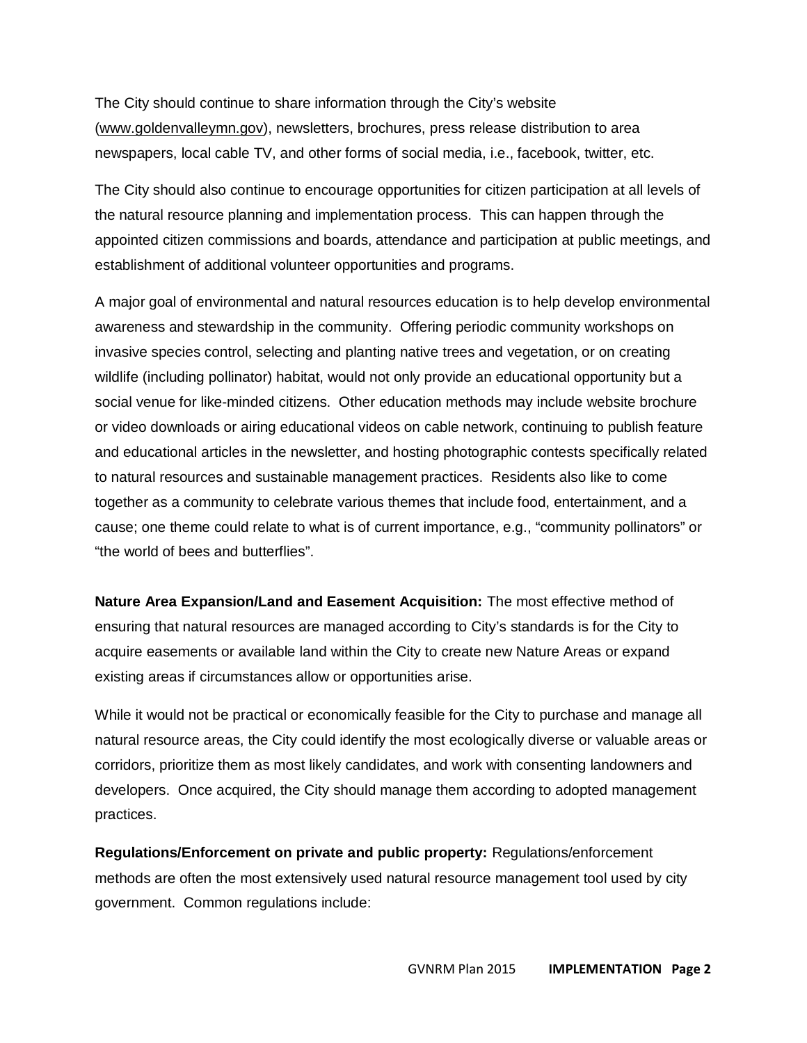The City should continue to share information through the City's website (www.goldenvalleymn.gov), newsletters, brochures, press release distribution to area newspapers, local cable TV, and other forms of social media, i.e., facebook, twitter, etc.

The City should also continue to encourage opportunities for citizen participation at all levels of the natural resource planning and implementation process. This can happen through the appointed citizen commissions and boards, attendance and participation at public meetings, and establishment of additional volunteer opportunities and programs.

A major goal of environmental and natural resources education is to help develop environmental awareness and stewardship in the community. Offering periodic community workshops on invasive species control, selecting and planting native trees and vegetation, or on creating wildlife (including pollinator) habitat, would not only provide an educational opportunity but a social venue for like-minded citizens. Other education methods may include website brochure or video downloads or airing educational videos on cable network, continuing to publish feature and educational articles in the newsletter, and hosting photographic contests specifically related to natural resources and sustainable management practices. Residents also like to come together as a community to celebrate various themes that include food, entertainment, and a cause; one theme could relate to what is of current importance, e.g., "community pollinators" or "the world of bees and butterflies".

**Nature Area Expansion/Land and Easement Acquisition:** The most effective method of ensuring that natural resources are managed according to City's standards is for the City to acquire easements or available land within the City to create new Nature Areas or expand existing areas if circumstances allow or opportunities arise.

While it would not be practical or economically feasible for the City to purchase and manage all natural resource areas, the City could identify the most ecologically diverse or valuable areas or corridors, prioritize them as most likely candidates, and work with consenting landowners and developers. Once acquired, the City should manage them according to adopted management practices.

**Regulations/Enforcement on private and public property:** Regulations/enforcement methods are often the most extensively used natural resource management tool used by city government. Common regulations include: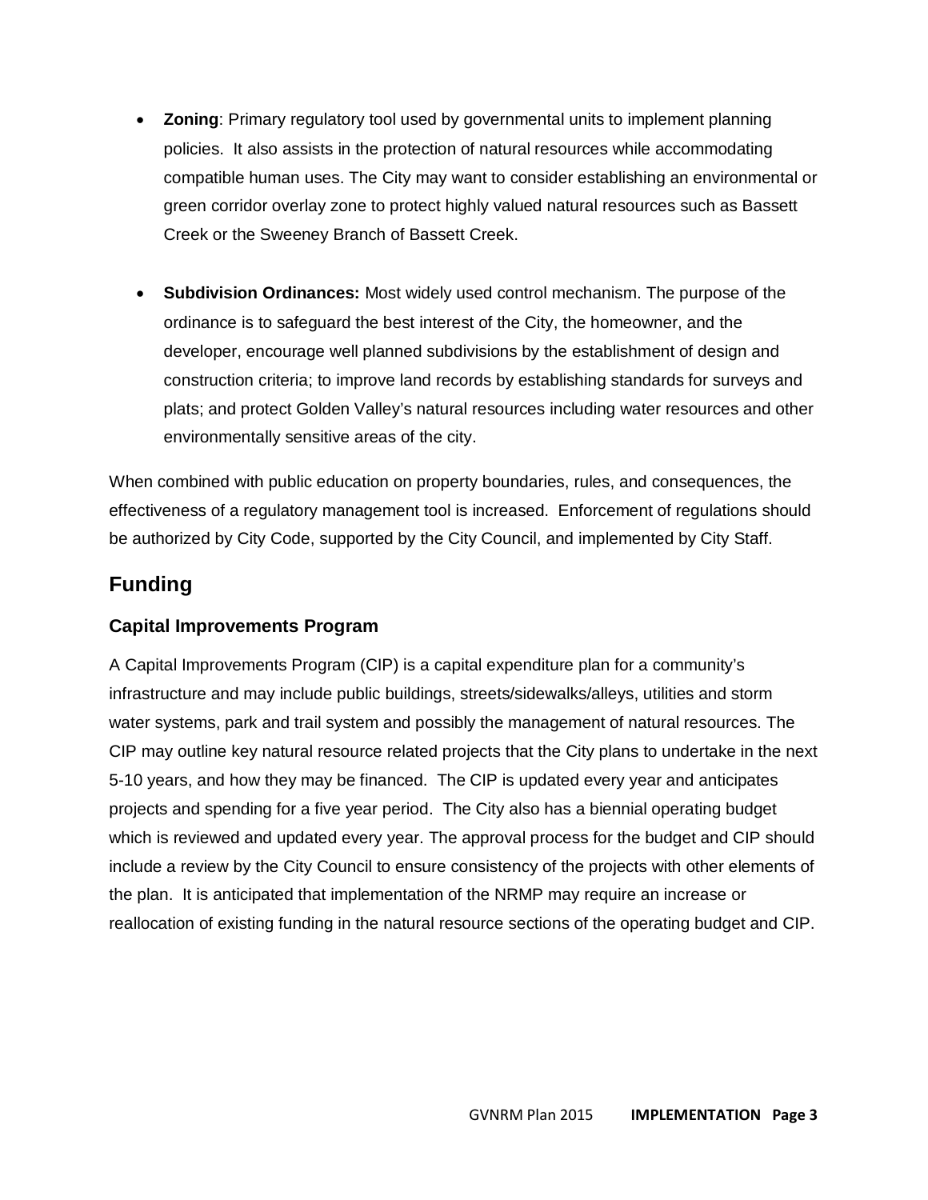- **Zoning**: Primary regulatory tool used by governmental units to implement planning policies. It also assists in the protection of natural resources while accommodating compatible human uses. The City may want to consider establishing an environmental or green corridor overlay zone to protect highly valued natural resources such as Bassett Creek or the Sweeney Branch of Bassett Creek.

- **Subdivision Ordinances:** Most widely used control mechanism. The purpose of the ordinance is to safeguard the best interest of the City, the homeowner, and the developer, encourage well planned subdivisions by the establishment of design and construction criteria; to improve land records by establishing standards for surveys and plats; and protect Golden Valley's natural resources including water resources and other environmentally sensitive areas of the city.

When combined with public education on property boundaries, rules, and consequences, the effectiveness of a regulatory management tool is increased. Enforcement of regulations should be authorized by City Code, supported by the City Council, and implemented by City Staff.

## Funding

### Capital Improvements Program

A Capital Improvements Program (CIP) is a capital expenditure plan for a community's infrastructure and may include public buildings, streets/sidewalks/alleys, utilities and storm water systems, park and trail system and possibly the management of natural resources. The CIP may outline key natural resource related projects that the City plans to undertake in the next 5-10 years, and how they may be financed. The CIP is updated every year and anticipates projects and spending for a five year period. The City also has a biennial operating budget which is reviewed and updated every year. The approval process for the budget and CIP should include a review by the City Council to ensure consistency of the projects with other elements of the plan. It is anticipated that implementation of the NRMP may require an increase or reallocation of existing funding in the natural resource sections of the operating budget and CIP.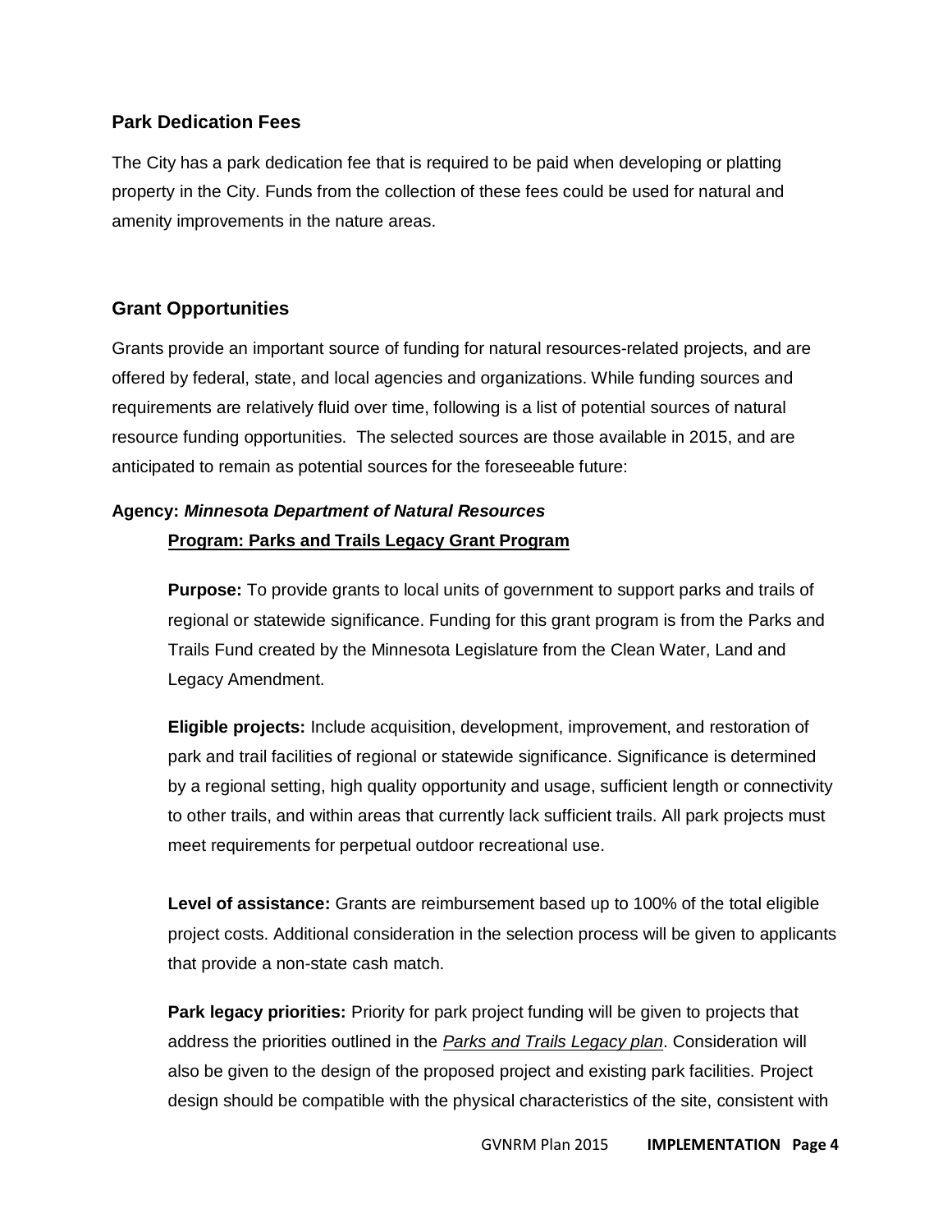## Park Dedication Fees

The City has a park dedication fee that is required to be paid when developing or platting property in the City. Funds from the collection of these fees could be used for natural and amenity improvements in the nature areas.

## Grant Opportunities

Grants provide an important source of funding for natural resources-related projects, and are offered by federal, state, and local agencies and organizations. While funding sources and requirements are relatively fluid over time, following is a list of potential sources of natural resource funding opportunities. The selected sources are those available in 2015, and are anticipated to remain as potential sources for the foreseeable future:

**Agency: *Minnesota Department of Natural Resources***

**Program: Parks and Trails Legacy Grant Program**

**Purpose:** To provide grants to local units of government to support parks and trails of regional or statewide significance. Funding for this grant program is from the Parks and Trails Fund created by the Minnesota Legislature from the Clean Water, Land and Legacy Amendment.

**Eligible projects:** Include acquisition, development, improvement, and restoration of park and trail facilities of regional or statewide significance. Significance is determined by a regional setting, high quality opportunity and usage, sufficient length or connectivity to other trails, and within areas that currently lack sufficient trails. All park projects must meet requirements for perpetual outdoor recreational use.

**Level of assistance:** Grants are reimbursement based up to 100% of the total eligible project costs. Additional consideration in the selection process will be given to applicants that provide a non-state cash match.

**Park legacy priorities:** Priority for park project funding will be given to projects that address the priorities outlined in the *Parks and Trails Legacy plan*. Consideration will also be given to the design of the proposed project and existing park facilities. Project design should be compatible with the physical characteristics of the site, consistent with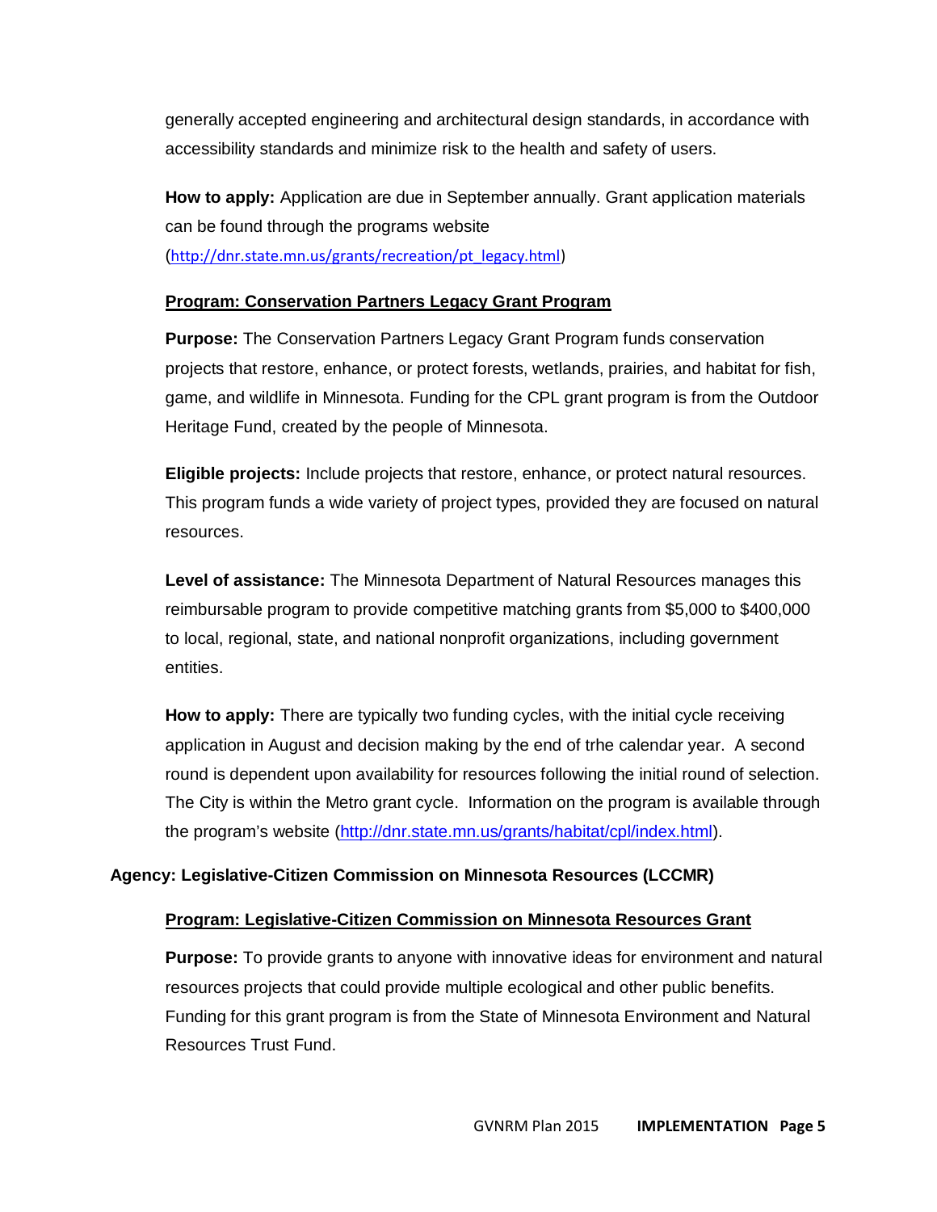generally accepted engineering and architectural design standards, in accordance with accessibility standards and minimize risk to the health and safety of users.

**How to apply:** Application are due in September annually. Grant application materials can be found through the programs website (http://dnr.state.mn.us/grants/recreation/pt_legacy.html)

**Program: Conservation Partners Legacy Grant Program**

**Purpose:** The Conservation Partners Legacy Grant Program funds conservation projects that restore, enhance, or protect forests, wetlands, prairies, and habitat for fish, game, and wildlife in Minnesota. Funding for the CPL grant program is from the Outdoor Heritage Fund, created by the people of Minnesota.

**Eligible projects:** Include projects that restore, enhance, or protect natural resources. This program funds a wide variety of project types, provided they are focused on natural resources.

**Level of assistance:** The Minnesota Department of Natural Resources manages this reimbursable program to provide competitive matching grants from $5,000 to $400,000 to local, regional, state, and national nonprofit organizations, including government entities.

**How to apply:** There are typically two funding cycles, with the initial cycle receiving application in August and decision making by the end of trhe calendar year. A second round is dependent upon availability for resources following the initial round of selection. The City is within the Metro grant cycle. Information on the program is available through the program's website (http://dnr.state.mn.us/grants/habitat/cpl/index.html).

**Agency: Legislative-Citizen Commission on Minnesota Resources (LCCMR)**

**Program: Legislative-Citizen Commission on Minnesota Resources Grant**

**Purpose:** To provide grants to anyone with innovative ideas for environment and natural resources projects that could provide multiple ecological and other public benefits. Funding for this grant program is from the State of Minnesota Environment and Natural Resources Trust Fund.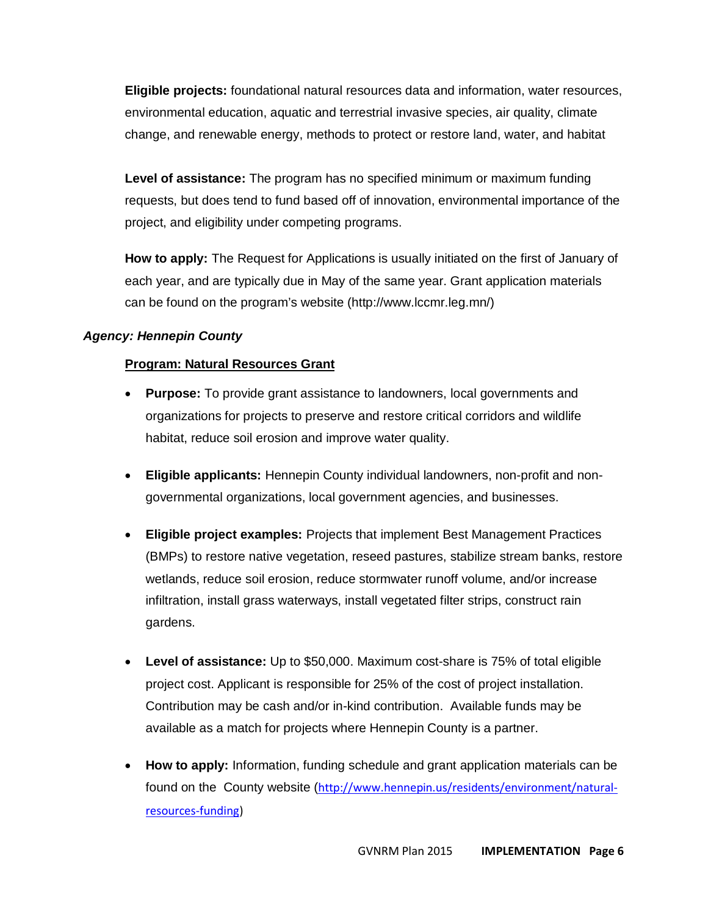**Eligible projects:** foundational natural resources data and information, water resources, environmental education, aquatic and terrestrial invasive species, air quality, climate change, and renewable energy, methods to protect or restore land, water, and habitat

**Level of assistance:** The program has no specified minimum or maximum funding requests, but does tend to fund based off of innovation, environmental importance of the project, and eligibility under competing programs.

**How to apply:** The Request for Applications is usually initiated on the first of January of each year, and are typically due in May of the same year. Grant application materials can be found on the program's website (http://www.lccmr.leg.mn/)

***Agency: Hennepin County***

**Program: Natural Resources Grant**

- **Purpose:** To provide grant assistance to landowners, local governments and organizations for projects to preserve and restore critical corridors and wildlife habitat, reduce soil erosion and improve water quality.

- **Eligible applicants:** Hennepin County individual landowners, non-profit and non-governmental organizations, local government agencies, and businesses.

- **Eligible project examples:** Projects that implement Best Management Practices (BMPs) to restore native vegetation, reseed pastures, stabilize stream banks, restore wetlands, reduce soil erosion, reduce stormwater runoff volume, and/or increase infiltration, install grass waterways, install vegetated filter strips, construct rain gardens.

- **Level of assistance:** Up to $50,000. Maximum cost-share is 75% of total eligible project cost. Applicant is responsible for 25% of the cost of project installation. Contribution may be cash and/or in-kind contribution. Available funds may be available as a match for projects where Hennepin County is a partner.

- **How to apply:** Information, funding schedule and grant application materials can be found on the County website (http://www.hennepin.us/residents/environment/natural-resources-funding)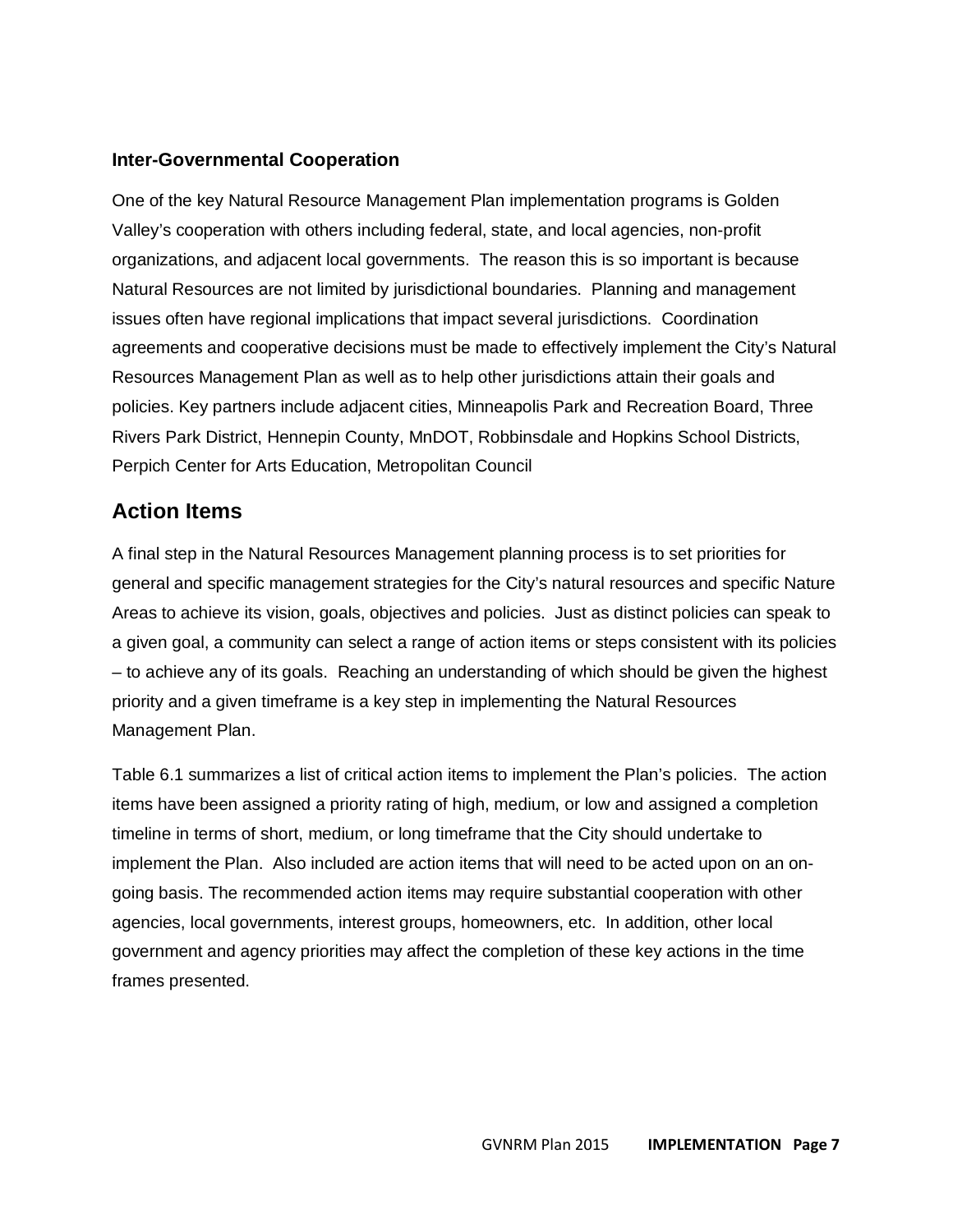### Inter-Governmental Cooperation

One of the key Natural Resource Management Plan implementation programs is Golden Valley's cooperation with others including federal, state, and local agencies, non-profit organizations, and adjacent local governments. The reason this is so important is because Natural Resources are not limited by jurisdictional boundaries. Planning and management issues often have regional implications that impact several jurisdictions. Coordination agreements and cooperative decisions must be made to effectively implement the City's Natural Resources Management Plan as well as to help other jurisdictions attain their goals and policies. Key partners include adjacent cities, Minneapolis Park and Recreation Board, Three Rivers Park District, Hennepin County, MnDOT, Robbinsdale and Hopkins School Districts, Perpich Center for Arts Education, Metropolitan Council

## Action Items

A final step in the Natural Resources Management planning process is to set priorities for general and specific management strategies for the City's natural resources and specific Nature Areas to achieve its vision, goals, objectives and policies. Just as distinct policies can speak to a given goal, a community can select a range of action items or steps consistent with its policies – to achieve any of its goals. Reaching an understanding of which should be given the highest priority and a given timeframe is a key step in implementing the Natural Resources Management Plan.

Table 6.1 summarizes a list of critical action items to implement the Plan's policies. The action items have been assigned a priority rating of high, medium, or low and assigned a completion timeline in terms of short, medium, or long timeframe that the City should undertake to implement the Plan. Also included are action items that will need to be acted upon on an on-going basis. The recommended action items may require substantial cooperation with other agencies, local governments, interest groups, homeowners, etc. In addition, other local government and agency priorities may affect the completion of these key actions in the time frames presented.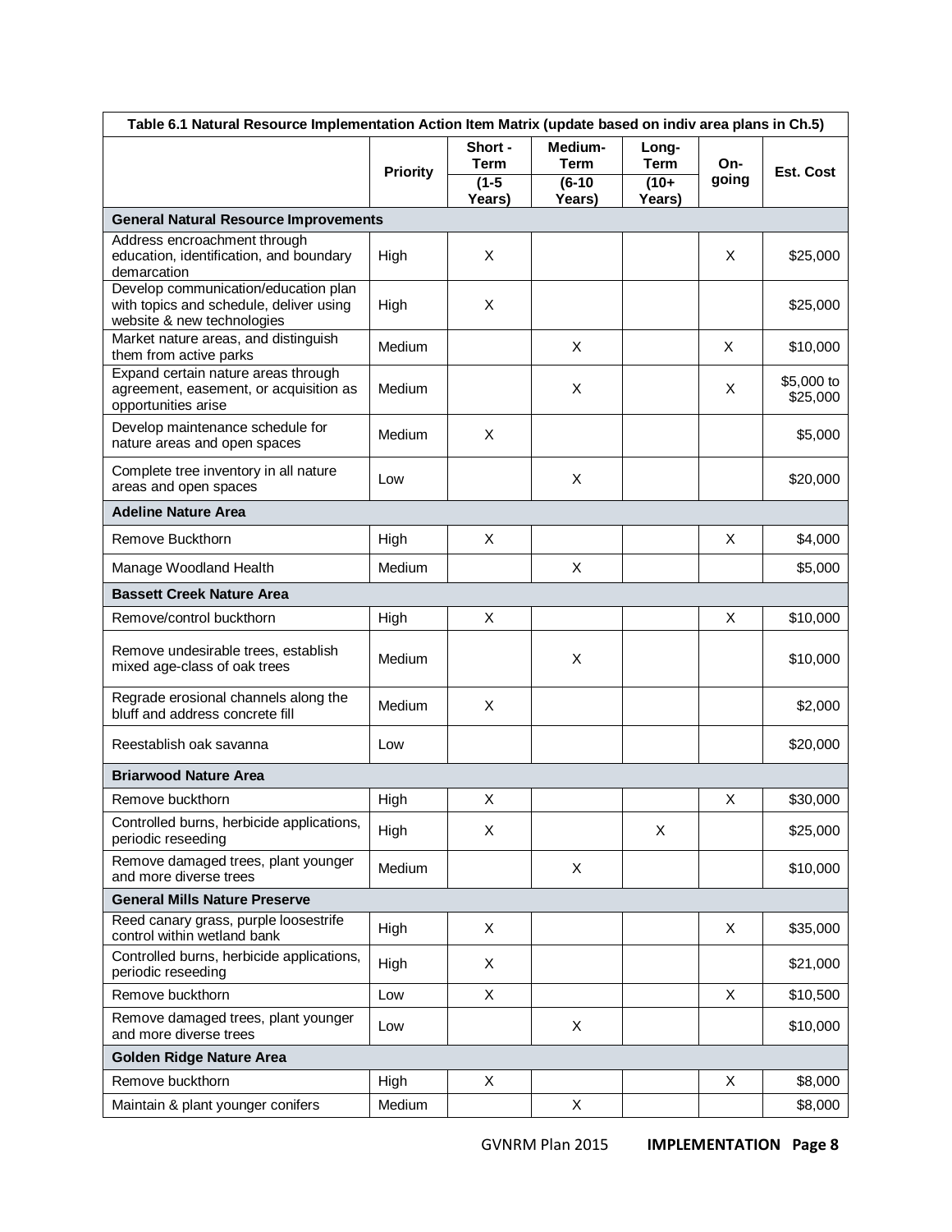| Table 6.1 Natural Resource Implementation Action Item Matrix (update based on indiv area plans in Ch.5) | | | | | | |
|---|---|---|---|---|---|---|
| | Priority | Short - Term (1-5 Years) | Medium-Term (6-10 Years) | Long-Term (10+ Years) | On-going | Est. Cost |
| **General Natural Resource Improvements** | | | | | | |
| Address encroachment through education, identification, and boundary demarcation | High | X | | | X | $25,000 |
| Develop communication/education plan with topics and schedule, deliver using website & new technologies | High | X | | | | $25,000 |
| Market nature areas, and distinguish them from active parks | Medium | | X | | X | $10,000 |
| Expand certain nature areas through agreement, easement, or acquisition as opportunities arise | Medium | | X | | X | $5,000 to $25,000 |
| Develop maintenance schedule for nature areas and open spaces | Medium | X | | | | $5,000 |
| Complete tree inventory in all nature areas and open spaces | Low | | X | | | $20,000 |
| **Adeline Nature Area** | | | | | | |
| Remove Buckthorn | High | X | | | X | $4,000 |
| Manage Woodland Health | Medium | | X | | | $5,000 |
| **Bassett Creek Nature Area** | | | | | | |
| Remove/control buckthorn | High | X | | | X | $10,000 |
| Remove undesirable trees, establish mixed age-class of oak trees | Medium | | X | | | $10,000 |
| Regrade erosional channels along the bluff and address concrete fill | Medium | X | | | | $2,000 |
| Reestablish oak savanna | Low | | | | | $20,000 |
| **Briarwood Nature Area** | | | | | | |
| Remove buckthorn | High | X | | | X | $30,000 |
| Controlled burns, herbicide applications, periodic reseeding | High | X | | X | | $25,000 |
| Remove damaged trees, plant younger and more diverse trees | Medium | | X | | | $10,000 |
| **General Mills Nature Preserve** | | | | | | |
| Reed canary grass, purple loosestrife control within wetland bank | High | X | | | X | $35,000 |
| Controlled burns, herbicide applications, periodic reseeding | High | X | | | | $21,000 |
| Remove buckthorn | Low | X | | | X | $10,500 |
| Remove damaged trees, plant younger and more diverse trees | Low | | X | | | $10,000 |
| **Golden Ridge Nature Area** | | | | | | |
| Remove buckthorn | High | X | | | X | $8,000 |
| Maintain & plant younger conifers | Medium | | X | | | $8,000 |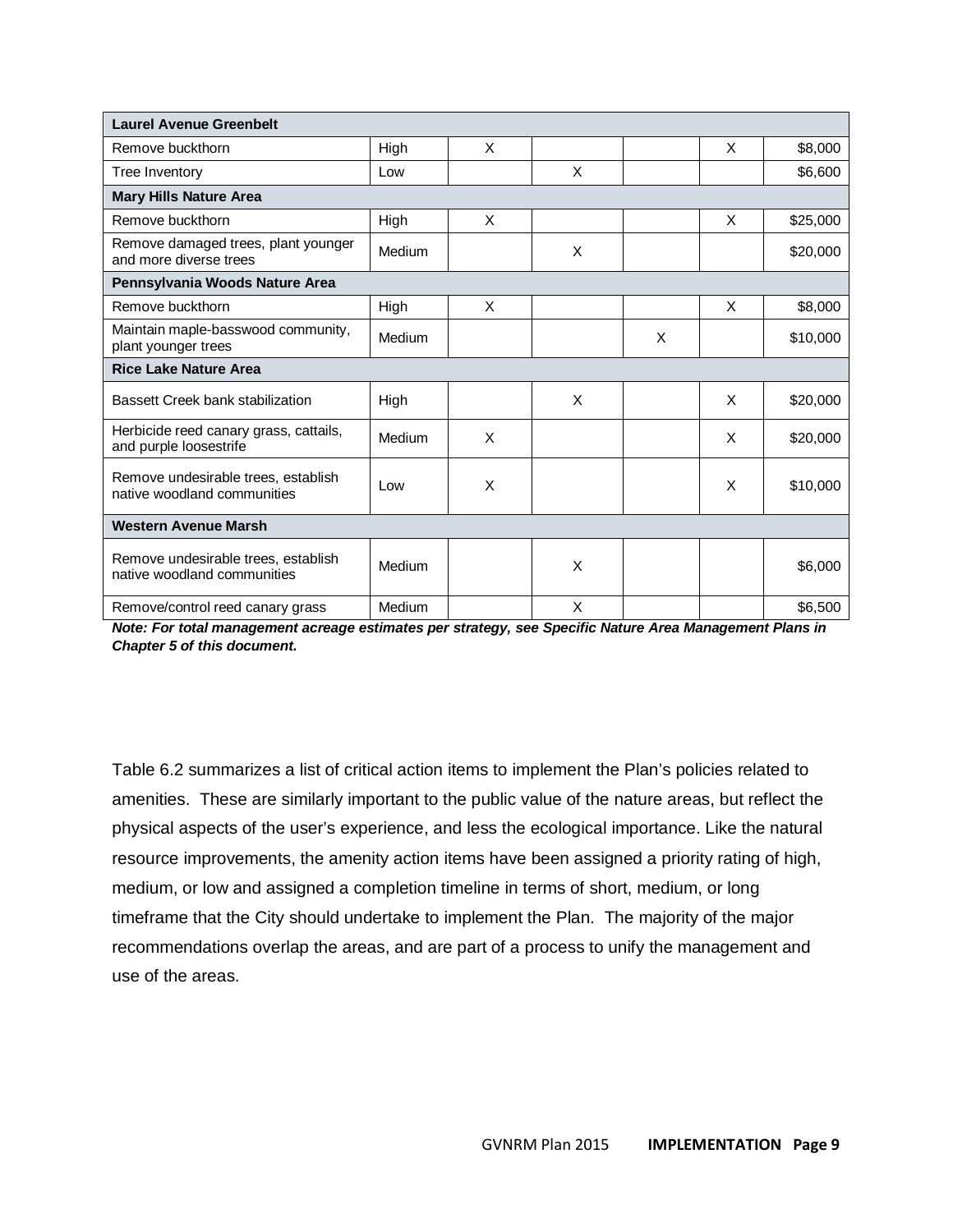| | | | | | | |
|---|---|---|---|---|---|---|
| **Laurel Avenue Greenbelt** | | | | | | |
| Remove buckthorn | High | X | | | X | $8,000 |
| Tree Inventory | Low | | X | | | $6,600 |
| **Mary Hills Nature Area** | | | | | | |
| Remove buckthorn | High | X | | | X | $25,000 |
| Remove damaged trees, plant younger and more diverse trees | Medium | | X | | | $20,000 |
| **Pennsylvania Woods Nature Area** | | | | | | |
| Remove buckthorn | High | X | | | X | $8,000 |
| Maintain maple-basswood community, plant younger trees | Medium | | | X | | $10,000 |
| **Rice Lake Nature Area** | | | | | | |
| Bassett Creek bank stabilization | High | | X | | X | $20,000 |
| Herbicide reed canary grass, cattails, and purple loosestrife | Medium | X | | | X | $20,000 |
| Remove undesirable trees, establish native woodland communities | Low | X | | | X | $10,000 |
| **Western Avenue Marsh** | | | | | | |
| Remove undesirable trees, establish native woodland communities | Medium | | X | | | $6,000 |
| Remove/control reed canary grass | Medium | | X | | | $6,500 |

***Note: For total management acreage estimates per strategy, see Specific Nature Area Management Plans in Chapter 5 of this document.***

Table 6.2 summarizes a list of critical action items to implement the Plan's policies related to amenities. These are similarly important to the public value of the nature areas, but reflect the physical aspects of the user's experience, and less the ecological importance. Like the natural resource improvements, the amenity action items have been assigned a priority rating of high, medium, or low and assigned a completion timeline in terms of short, medium, or long timeframe that the City should undertake to implement the Plan. The majority of the major recommendations overlap the areas, and are part of a process to unify the management and use of the areas.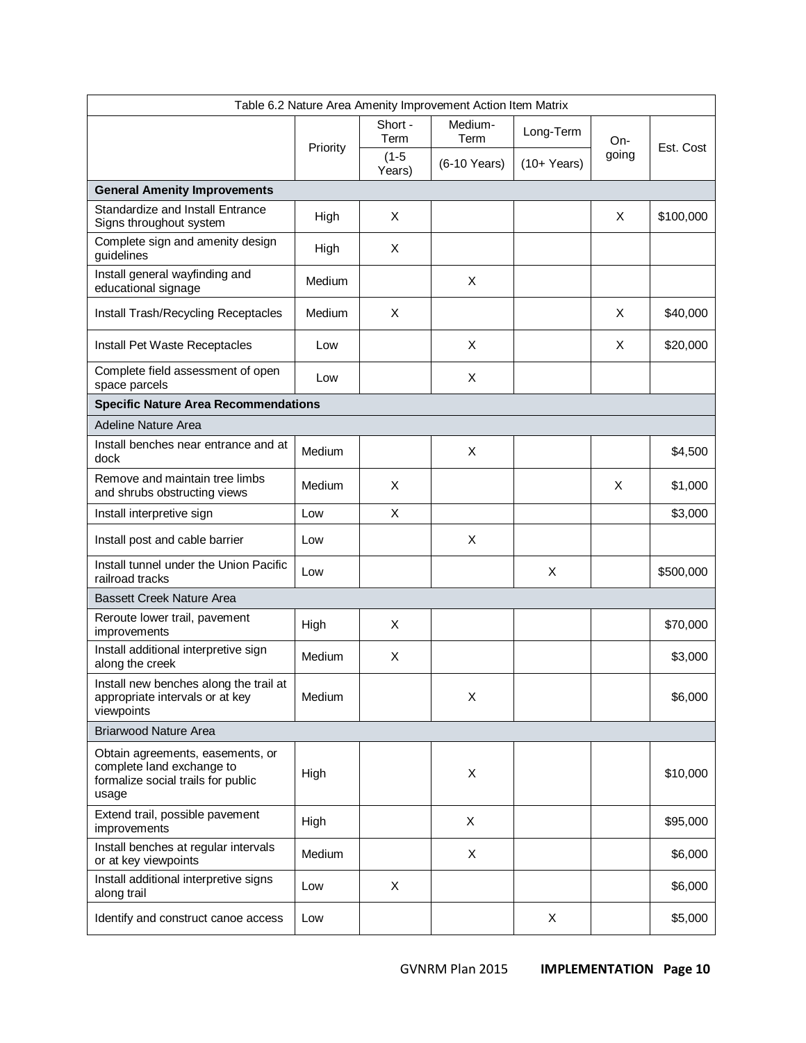| Table 6.2 Nature Area Amenity Improvement Action Item Matrix | | | | | | |
|---|---|---|---|---|---|---|
| | Priority | Short - Term (1-5 Years) | Medium-Term (6-10 Years) | Long-Term (10+ Years) | On-going | Est. Cost |
| **General Amenity Improvements** | | | | | | |
| Standardize and Install Entrance Signs throughout system | High | X | | | X | $100,000 |
| Complete sign and amenity design guidelines | High | X | | | | |
| Install general wayfinding and educational signage | Medium | | X | | | |
| Install Trash/Recycling Receptacles | Medium | X | | | X | $40,000 |
| Install Pet Waste Receptacles | Low | | X | | X | $20,000 |
| Complete field assessment of open space parcels | Low | | X | | | |
| **Specific Nature Area Recommendations** | | | | | | |
| Adeline Nature Area | | | | | | |
| Install benches near entrance and at dock | Medium | | X | | | $4,500 |
| Remove and maintain tree limbs and shrubs obstructing views | Medium | X | | | X | $1,000 |
| Install interpretive sign | Low | X | | | | $3,000 |
| Install post and cable barrier | Low | | X | | | |
| Install tunnel under the Union Pacific railroad tracks | Low | | | X | | $500,000 |
| Bassett Creek Nature Area | | | | | | |
| Reroute lower trail, pavement improvements | High | X | | | | $70,000 |
| Install additional interpretive sign along the creek | Medium | X | | | | $3,000 |
| Install new benches along the trail at appropriate intervals or at key viewpoints | Medium | | X | | | $6,000 |
| Briarwood Nature Area | | | | | | |
| Obtain agreements, easements, or complete land exchange to formalize social trails for public usage | High | | X | | | $10,000 |
| Extend trail, possible pavement improvements | High | | X | | | $95,000 |
| Install benches at regular intervals or at key viewpoints | Medium | | X | | | $6,000 |
| Install additional interpretive signs along trail | Low | X | | | | $6,000 |
| Identify and construct canoe access | Low | | | X | | $5,000 |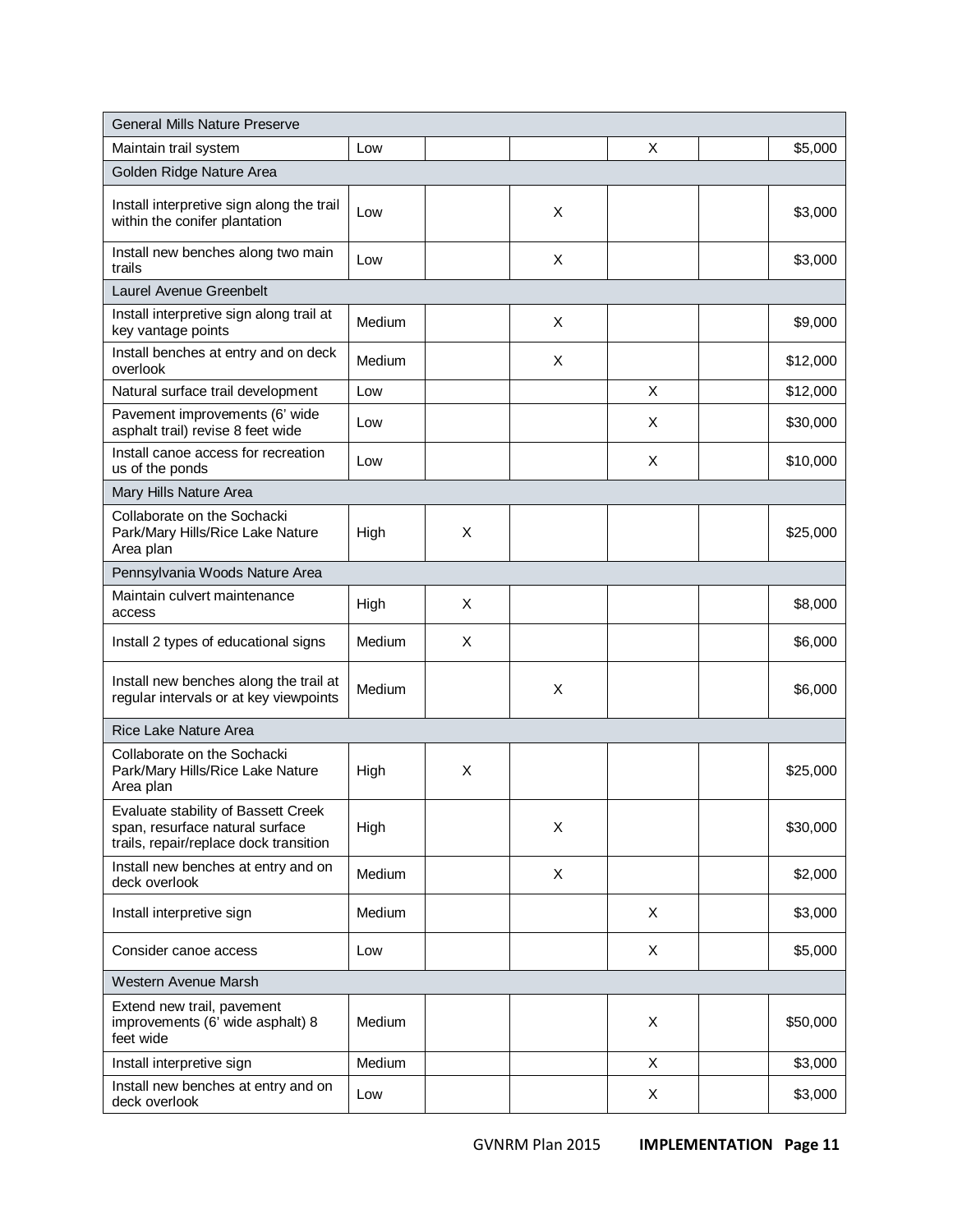| General Mills Nature Preserve | | | | | | |
|---|---|---|---|---|---|---|
| Maintain trail system | Low | | | X | | $5,000 |
| Golden Ridge Nature Area | | | | | | |
| Install interpretive sign along the trail within the conifer plantation | Low | | X | | | $3,000 |
| Install new benches along two main trails | Low | | X | | | $3,000 |
| Laurel Avenue Greenbelt | | | | | | |
| Install interpretive sign along trail at key vantage points | Medium | | X | | | $9,000 |
| Install benches at entry and on deck overlook | Medium | | X | | | $12,000 |
| Natural surface trail development | Low | | | X | | $12,000 |
| Pavement improvements (6' wide asphalt trail) revise 8 feet wide | Low | | | X | | $30,000 |
| Install canoe access for recreation us of the ponds | Low | | | X | | $10,000 |
| Mary Hills Nature Area | | | | | | |
| Collaborate on the Sochacki Park/Mary Hills/Rice Lake Nature Area plan | High | X | | | | $25,000 |
| Pennsylvania Woods Nature Area | | | | | | |
| Maintain culvert maintenance access | High | X | | | | $8,000 |
| Install 2 types of educational signs | Medium | X | | | | $6,000 |
| Install new benches along the trail at regular intervals or at key viewpoints | Medium | | X | | | $6,000 |
| Rice Lake Nature Area | | | | | | |
| Collaborate on the Sochacki Park/Mary Hills/Rice Lake Nature Area plan | High | X | | | | $25,000 |
| Evaluate stability of Bassett Creek span, resurface natural surface trails, repair/replace dock transition | High | | X | | | $30,000 |
| Install new benches at entry and on deck overlook | Medium | | X | | | $2,000 |
| Install interpretive sign | Medium | | | X | | $3,000 |
| Consider canoe access | Low | | | X | | $5,000 |
| Western Avenue Marsh | | | | | | |
| Extend new trail, pavement improvements (6' wide asphalt) 8 feet wide | Medium | | | X | | $50,000 |
| Install interpretive sign | Medium | | | X | | $3,000 |
| Install new benches at entry and on deck overlook | Low | | | X | | $3,000 |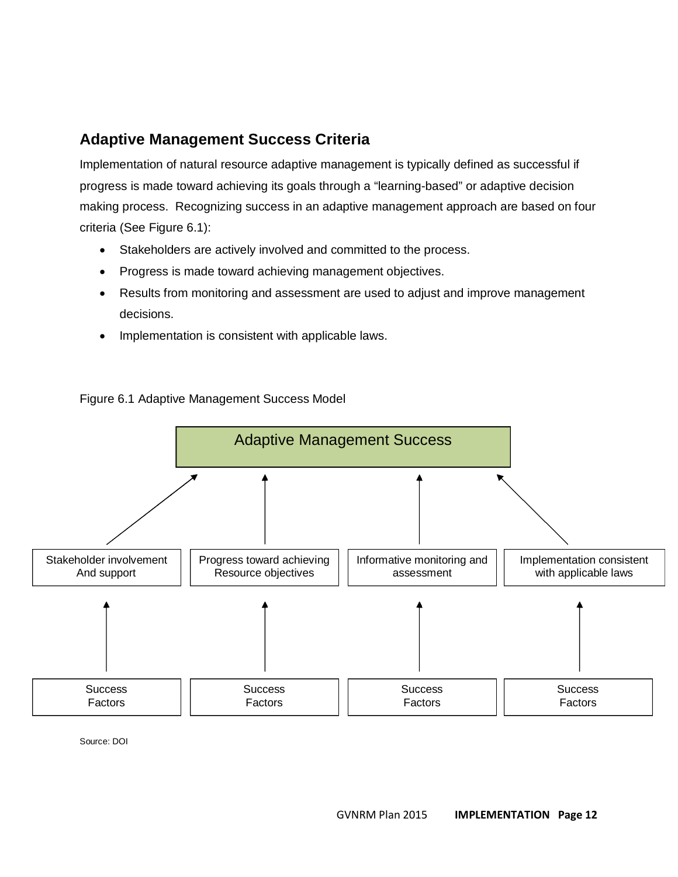## Adaptive Management Success Criteria

Implementation of natural resource adaptive management is typically defined as successful if progress is made toward achieving its goals through a “learning-based” or adaptive decision making process. Recognizing success in an adaptive management approach are based on four criteria (See Figure 6.1):

- Stakeholders are actively involved and committed to the process.
- Progress is made toward achieving management objectives.
- Results from monitoring and assessment are used to adjust and improve management decisions.
- Implementation is consistent with applicable laws.

Figure 6.1 Adaptive Management Success Model

Adaptive Management Success

Stakeholder involvement And support

Progress toward achieving Resource objectives

Informative monitoring and assessment

Implementation consistent with applicable laws

Success Factors

Success Factors

Success Factors

Success Factors

Source: DOI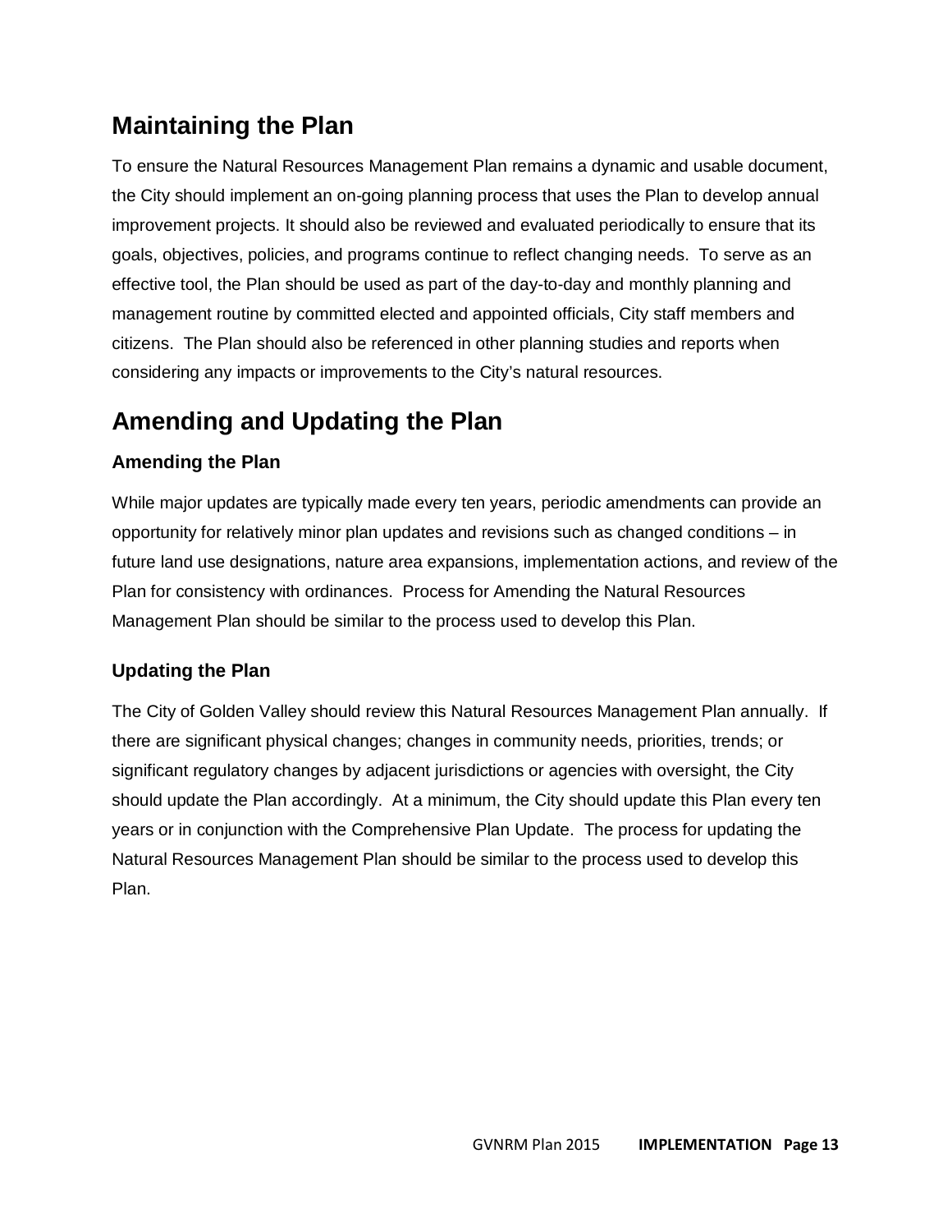## Maintaining the Plan

To ensure the Natural Resources Management Plan remains a dynamic and usable document, the City should implement an on-going planning process that uses the Plan to develop annual improvement projects. It should also be reviewed and evaluated periodically to ensure that its goals, objectives, policies, and programs continue to reflect changing needs. To serve as an effective tool, the Plan should be used as part of the day-to-day and monthly planning and management routine by committed elected and appointed officials, City staff members and citizens. The Plan should also be referenced in other planning studies and reports when considering any impacts or improvements to the City's natural resources.

## Amending and Updating the Plan

### Amending the Plan

While major updates are typically made every ten years, periodic amendments can provide an opportunity for relatively minor plan updates and revisions such as changed conditions – in future land use designations, nature area expansions, implementation actions, and review of the Plan for consistency with ordinances. Process for Amending the Natural Resources Management Plan should be similar to the process used to develop this Plan.

### Updating the Plan

The City of Golden Valley should review this Natural Resources Management Plan annually. If there are significant physical changes; changes in community needs, priorities, trends; or significant regulatory changes by adjacent jurisdictions or agencies with oversight, the City should update the Plan accordingly. At a minimum, the City should update this Plan every ten years or in conjunction with the Comprehensive Plan Update. The process for updating the Natural Resources Management Plan should be similar to the process used to develop this Plan.